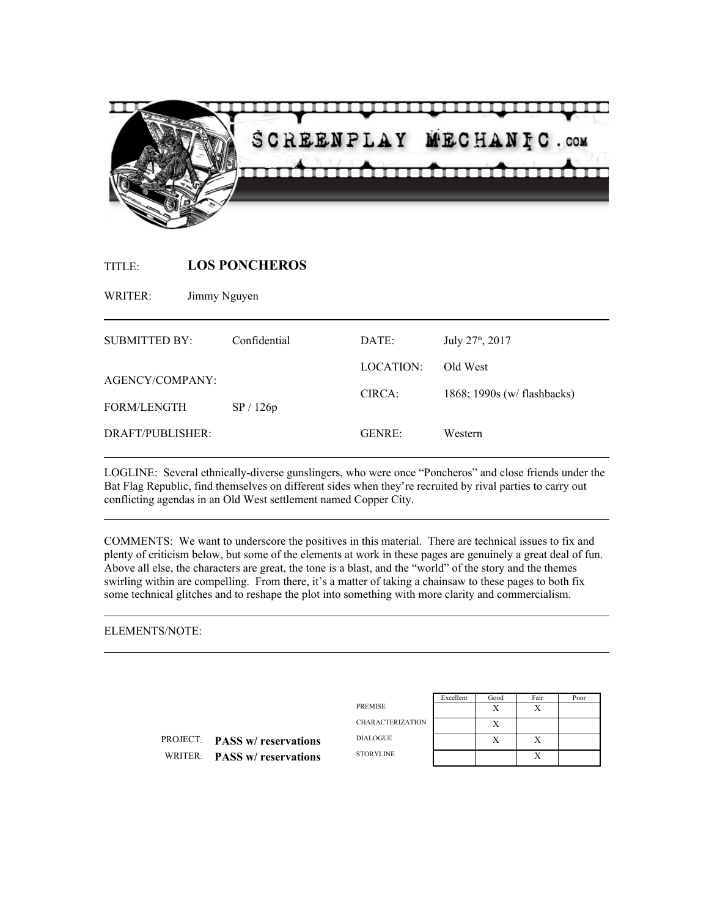SCREENPLAY MECHANIC.com

TITLE: **LOS PONCHEROS**

WRITER: Jimmy Nguyen

| | | | |
|---|---|---|---|
| SUBMITTED BY: | Confidential | DATE: | July 27th, 2017 |
| AGENCY/COMPANY: | | LOCATION: | Old West |
| FORM/LENGTH | SP / 126p | CIRCA: | 1868; 1990s (w/ flashbacks) |
| DRAFT/PUBLISHER: | | GENRE: | Western |

LOGLINE: Several ethnically-diverse gunslingers, who were once "Poncheros" and close friends under the Bat Flag Republic, find themselves on different sides when they're recruited by rival parties to carry out conflicting agendas in an Old West settlement named Copper City.

COMMENTS: We want to underscore the positives in this material. There are technical issues to fix and plenty of criticism below, but some of the elements at work in these pages are genuinely a great deal of fun. Above all else, the characters are great, the tone is a blast, and the "world" of the story and the themes swirling within are compelling. From there, it's a matter of taking a chainsaw to these pages to both fix some technical glitches and to reshape the plot into something with more clarity and commercialism.

ELEMENTS/NOTE:

PROJECT: **PASS w/ reservations**

WRITER: **PASS w/ reservations**

| | Excellent | Good | Fair | Poor |
|---|---|---|---|---|
| PREMISE | | X | X | |
| CHARACTERIZATION | | X | | |
| DIALOGUE | | X | X | |
| STORYLINE | | | X | |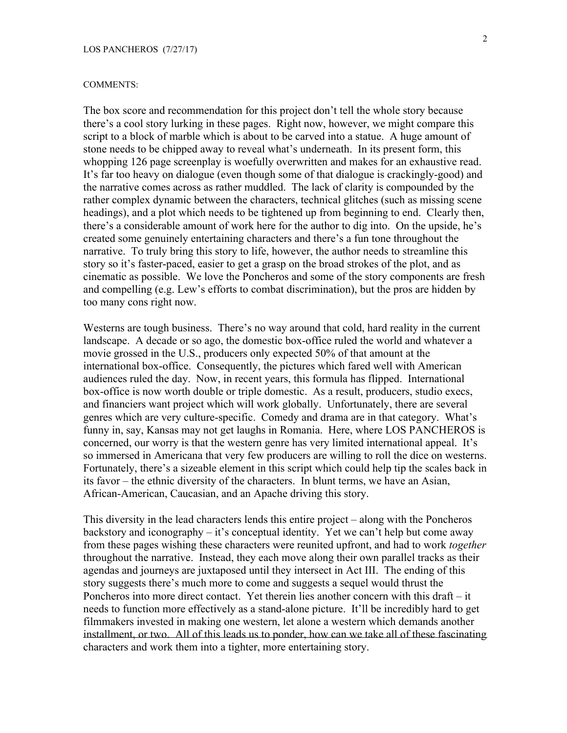COMMENTS:

The box score and recommendation for this project don't tell the whole story because there's a cool story lurking in these pages. Right now, however, we might compare this script to a block of marble which is about to be carved into a statue. A huge amount of stone needs to be chipped away to reveal what's underneath. In its present form, this whopping 126 page screenplay is woefully overwritten and makes for an exhaustive read. It's far too heavy on dialogue (even though some of that dialogue is crackingly-good) and the narrative comes across as rather muddled. The lack of clarity is compounded by the rather complex dynamic between the characters, technical glitches (such as missing scene headings), and a plot which needs to be tightened up from beginning to end. Clearly then, there's a considerable amount of work here for the author to dig into. On the upside, he's created some genuinely entertaining characters and there's a fun tone throughout the narrative. To truly bring this story to life, however, the author needs to streamline this story so it's faster-paced, easier to get a grasp on the broad strokes of the plot, and as cinematic as possible. We love the Poncheros and some of the story components are fresh and compelling (e.g. Lew's efforts to combat discrimination), but the pros are hidden by too many cons right now.

Westerns are tough business. There's no way around that cold, hard reality in the current landscape. A decade or so ago, the domestic box-office ruled the world and whatever a movie grossed in the U.S., producers only expected 50% of that amount at the international box-office. Consequently, the pictures which fared well with American audiences ruled the day. Now, in recent years, this formula has flipped. International box-office is now worth double or triple domestic. As a result, producers, studio execs, and financiers want project which will work globally. Unfortunately, there are several genres which are very culture-specific. Comedy and drama are in that category. What's funny in, say, Kansas may not get laughs in Romania. Here, where LOS PANCHEROS is concerned, our worry is that the western genre has very limited international appeal. It's so immersed in Americana that very few producers are willing to roll the dice on westerns. Fortunately, there's a sizeable element in this script which could help tip the scales back in its favor – the ethnic diversity of the characters. In blunt terms, we have an Asian, African-American, Caucasian, and an Apache driving this story.

This diversity in the lead characters lends this entire project – along with the Poncheros backstory and iconography – it's conceptual identity. Yet we can't help but come away from these pages wishing these characters were reunited upfront, and had to work *together* throughout the narrative. Instead, they each move along their own parallel tracks as their agendas and journeys are juxtaposed until they intersect in Act III. The ending of this story suggests there's much more to come and suggests a sequel would thrust the Poncheros into more direct contact. Yet therein lies another concern with this draft – it needs to function more effectively as a stand-alone picture. It'll be incredibly hard to get filmmakers invested in making one western, let alone a western which demands another installment, or two. All of this leads us to ponder, how can we take all of these fascinating characters and work them into a tighter, more entertaining story.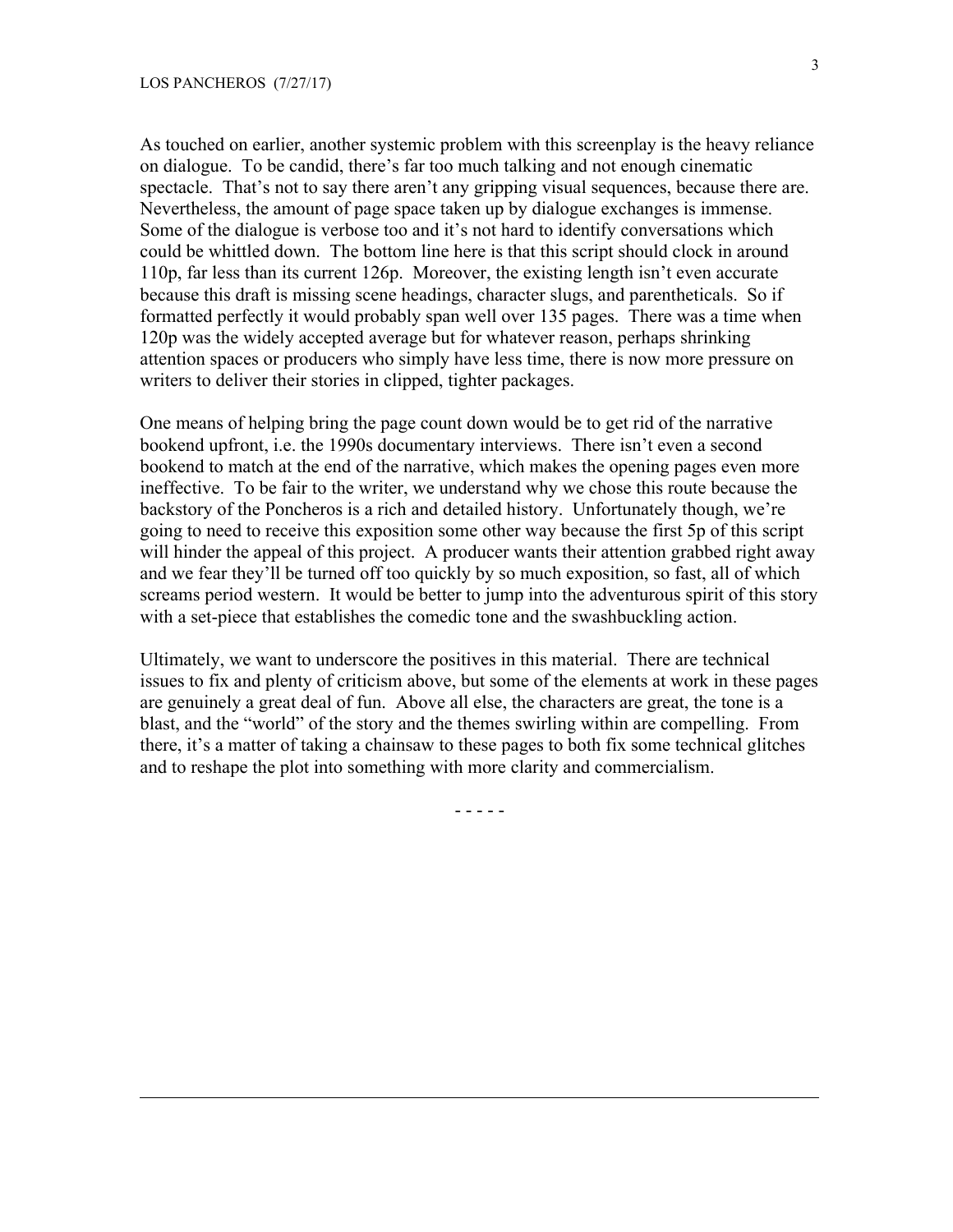As touched on earlier, another systemic problem with this screenplay is the heavy reliance on dialogue. To be candid, there's far too much talking and not enough cinematic spectacle. That's not to say there aren't any gripping visual sequences, because there are. Nevertheless, the amount of page space taken up by dialogue exchanges is immense. Some of the dialogue is verbose too and it's not hard to identify conversations which could be whittled down. The bottom line here is that this script should clock in around 110p, far less than its current 126p. Moreover, the existing length isn't even accurate because this draft is missing scene headings, character slugs, and parentheticals. So if formatted perfectly it would probably span well over 135 pages. There was a time when 120p was the widely accepted average but for whatever reason, perhaps shrinking attention spaces or producers who simply have less time, there is now more pressure on writers to deliver their stories in clipped, tighter packages.

One means of helping bring the page count down would be to get rid of the narrative bookend upfront, i.e. the 1990s documentary interviews. There isn't even a second bookend to match at the end of the narrative, which makes the opening pages even more ineffective. To be fair to the writer, we understand why we chose this route because the backstory of the Poncheros is a rich and detailed history. Unfortunately though, we're going to need to receive this exposition some other way because the first 5p of this script will hinder the appeal of this project. A producer wants their attention grabbed right away and we fear they'll be turned off too quickly by so much exposition, so fast, all of which screams period western. It would be better to jump into the adventurous spirit of this story with a set-piece that establishes the comedic tone and the swashbuckling action.

Ultimately, we want to underscore the positives in this material. There are technical issues to fix and plenty of criticism above, but some of the elements at work in these pages are genuinely a great deal of fun. Above all else, the characters are great, the tone is a blast, and the "world" of the story and the themes swirling within are compelling. From there, it's a matter of taking a chainsaw to these pages to both fix some technical glitches and to reshape the plot into something with more clarity and commercialism.

- - - - -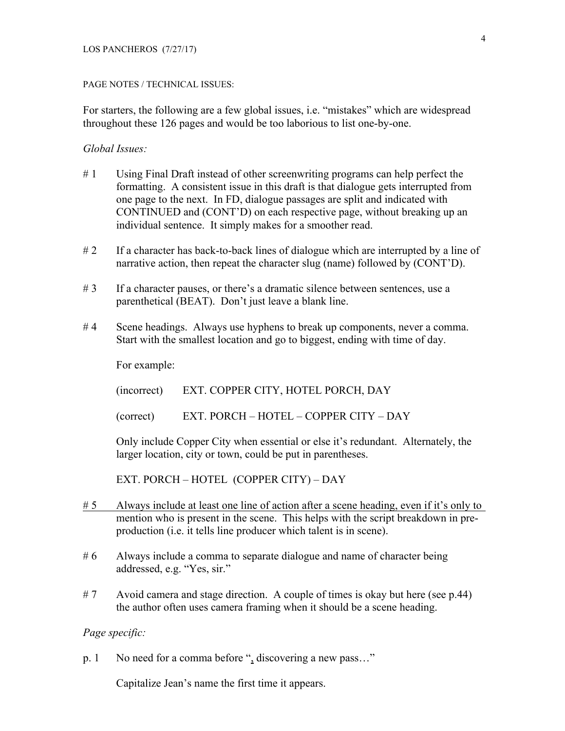PAGE NOTES / TECHNICAL ISSUES:

For starters, the following are a few global issues, i.e. "mistakes" which are widespread throughout these 126 pages and would be too laborious to list one-by-one.

*Global Issues:*

# 1 Using Final Draft instead of other screenwriting programs can help perfect the formatting. A consistent issue in this draft is that dialogue gets interrupted from one page to the next. In FD, dialogue passages are split and indicated with CONTINUED and (CONT'D) on each respective page, without breaking up an individual sentence. It simply makes for a smoother read.

# 2 If a character has back-to-back lines of dialogue which are interrupted by a line of narrative action, then repeat the character slug (name) followed by (CONT'D).

# 3 If a character pauses, or there's a dramatic silence between sentences, use a parenthetical (BEAT). Don't just leave a blank line.

# 4 Scene headings. Always use hyphens to break up components, never a comma. Start with the smallest location and go to biggest, ending with time of day.

For example:

(incorrect) EXT. COPPER CITY, HOTEL PORCH, DAY

(correct) EXT. PORCH – HOTEL – COPPER CITY – DAY

Only include Copper City when essential or else it's redundant. Alternately, the larger location, city or town, could be put in parentheses.

EXT. PORCH – HOTEL (COPPER CITY) – DAY

<u># 5 Always include at least one line of action after a scene heading, even if it's only to</u> mention who is present in the scene. This helps with the script breakdown in pre-production (i.e. it tells line producer which talent is in scene).

# 6 Always include a comma to separate dialogue and name of character being addressed, e.g. "Yes, sir."

# 7 Avoid camera and stage direction. A couple of times is okay but here (see p.44) the author often uses camera framing when it should be a scene heading.

*Page specific:*

p. 1 No need for a comma before "<u>,</u> discovering a new pass…"

Capitalize Jean's name the first time it appears.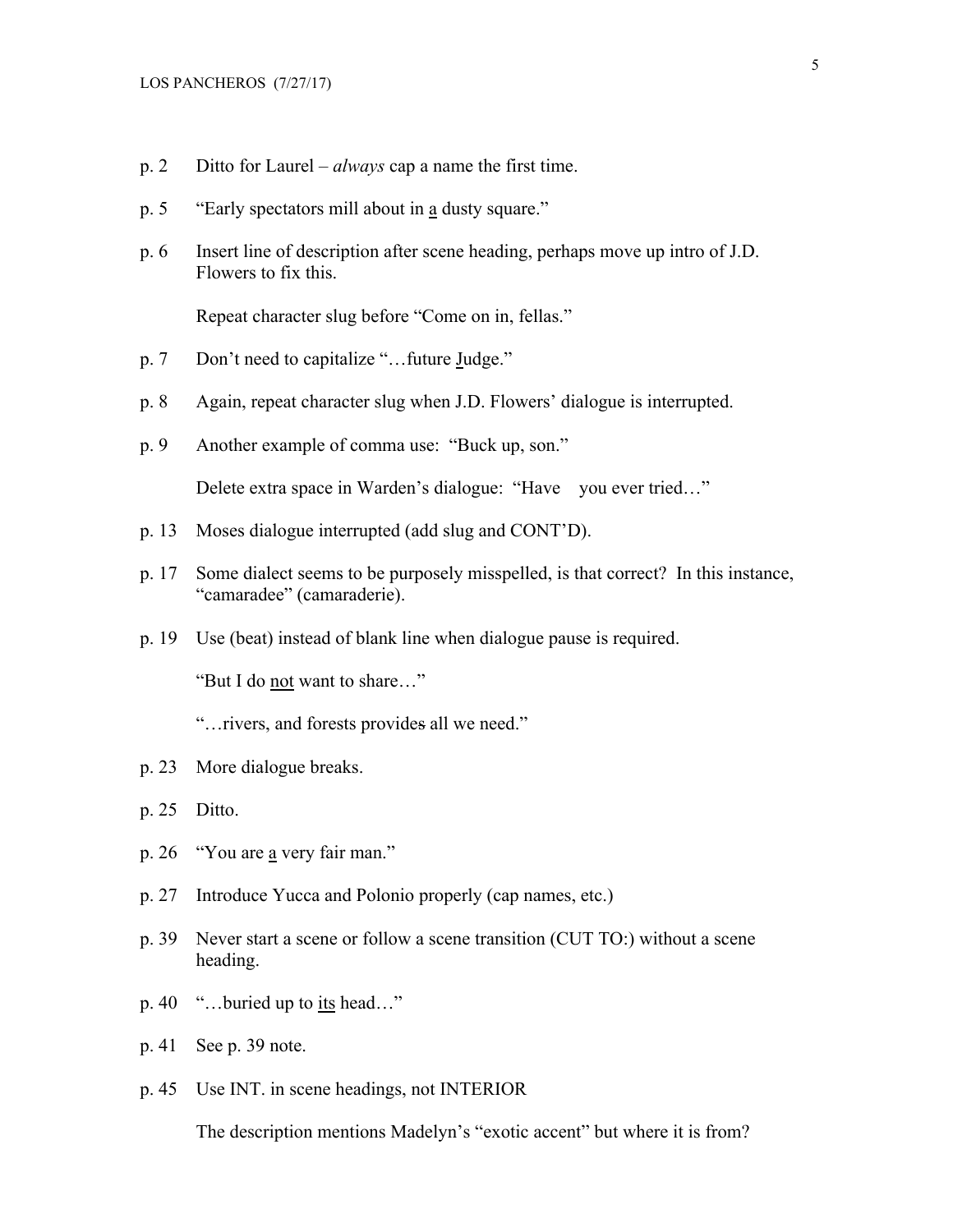p. 2 Ditto for Laurel – *always* cap a name the first time.

p. 5 "Early spectators mill about in <u>a</u> dusty square."

p. 6 Insert line of description after scene heading, perhaps move up intro of J.D. Flowers to fix this.

Repeat character slug before "Come on in, fellas."

p. 7 Don't need to capitalize "…future <u>J</u>udge."

p. 8 Again, repeat character slug when J.D. Flowers' dialogue is interrupted.

p. 9 Another example of comma use: "Buck up, son."

Delete extra space in Warden's dialogue: "Have    you ever tried…"

p. 13 Moses dialogue interrupted (add slug and CONT'D).

p. 17 Some dialect seems to be purposely misspelled, is that correct? In this instance, "camaradee" (camaraderie).

p. 19 Use (beat) instead of blank line when dialogue pause is required.

"But I do <u>not</u> want to share…"

"…rivers, and forests provide~~s~~ all we need."

p. 23 More dialogue breaks.

p. 25 Ditto.

p. 26 "You are <u>a</u> very fair man."

p. 27 Introduce Yucca and Polonio properly (cap names, etc.)

p. 39 Never start a scene or follow a scene transition (CUT TO:) without a scene heading.

p. 40 "…buried up to <u>its</u> head…"

p. 41 See p. 39 note.

p. 45 Use INT. in scene headings, not INTERIOR

The description mentions Madelyn's "exotic accent" but where it is from?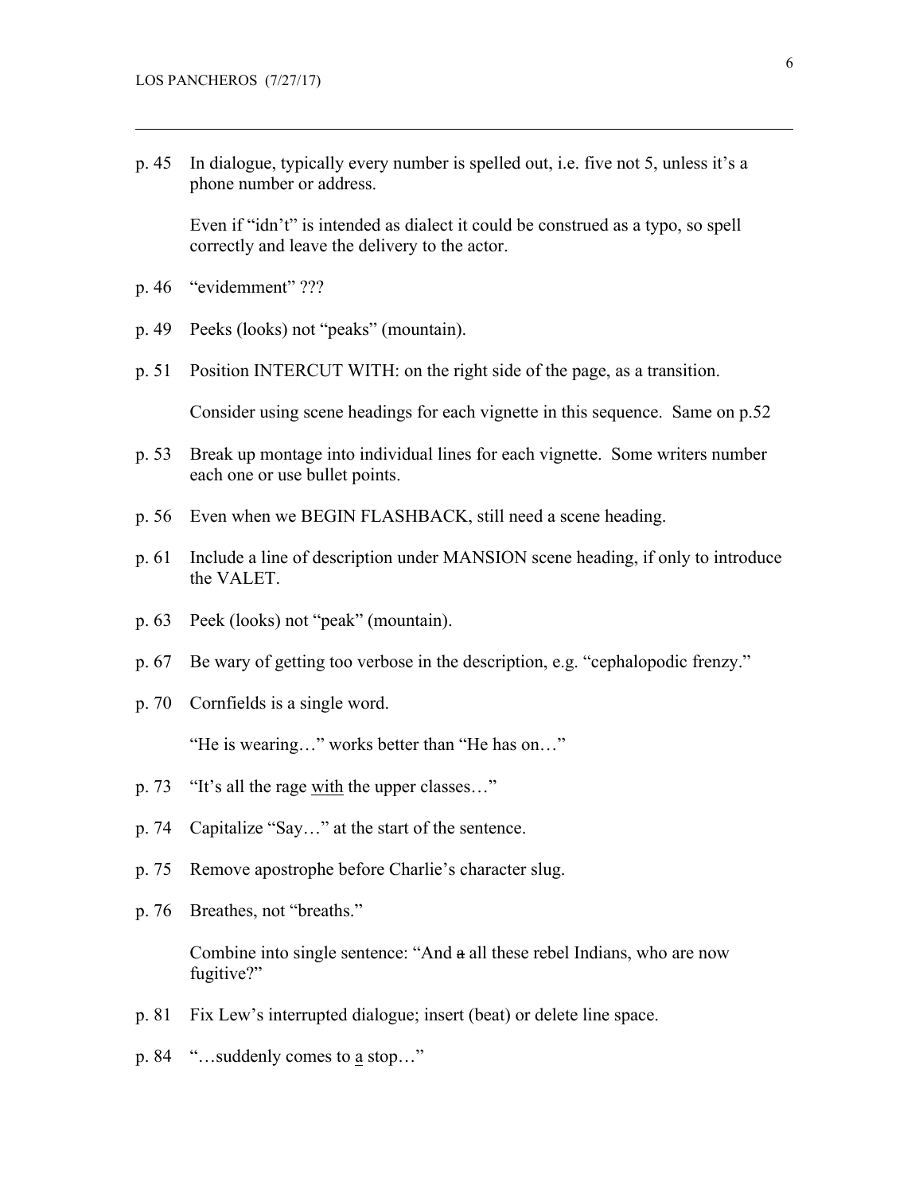p. 45 In dialogue, typically every number is spelled out, i.e. five not 5, unless it's a phone number or address.

Even if "idn't" is intended as dialect it could be construed as a typo, so spell correctly and leave the delivery to the actor.

p. 46 "evidemment" ???

p. 49 Peeks (looks) not "peaks" (mountain).

p. 51 Position INTERCUT WITH: on the right side of the page, as a transition.

Consider using scene headings for each vignette in this sequence. Same on p.52

p. 53 Break up montage into individual lines for each vignette. Some writers number each one or use bullet points.

p. 56 Even when we BEGIN FLASHBACK, still need a scene heading.

p. 61 Include a line of description under MANSION scene heading, if only to introduce the VALET.

p. 63 Peek (looks) not "peak" (mountain).

p. 67 Be wary of getting too verbose in the description, e.g. "cephalopodic frenzy."

p. 70 Cornfields is a single word.

"He is wearing…" works better than "He has on…"

p. 73 "It's all the rage <u>with</u> the upper classes…"

p. 74 Capitalize "Say…" at the start of the sentence.

p. 75 Remove apostrophe before Charlie's character slug.

p. 76 Breathes, not "breaths."

Combine into single sentence: "And ~~a~~ all these rebel Indians, who are now fugitive?"

p. 81 Fix Lew's interrupted dialogue; insert (beat) or delete line space.

p. 84 "…suddenly comes to <u>a</u> stop…"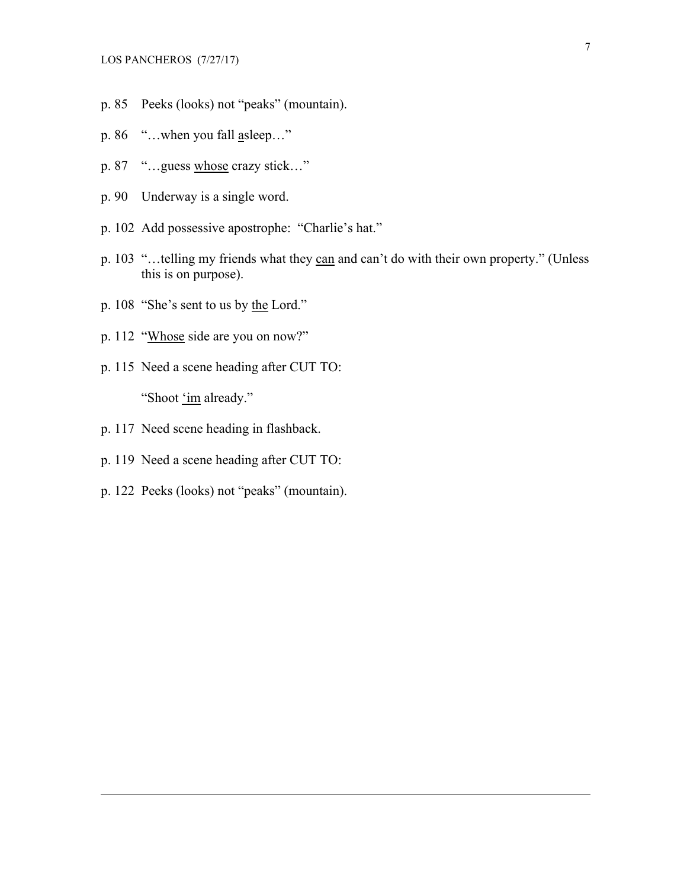p. 85 Peeks (looks) not "peaks" (mountain).

p. 86 "…when you fall <u>a</u>sleep…"

p. 87 "…guess <u>whose</u> crazy stick…"

p. 90 Underway is a single word.

p. 102 Add possessive apostrophe: "Charlie's hat."

p. 103 "…telling my friends what they <u>can</u> and can't do with their own property." (Unless this is on purpose).

p. 108 "She's sent to us by <u>the</u> Lord."

p. 112 "<u>Whose</u> side are you on now?"

p. 115 Need a scene heading after CUT TO:

"Shoot <u>'im</u> already."

p. 117 Need scene heading in flashback.

p. 119 Need a scene heading after CUT TO:

p. 122 Peeks (looks) not "peaks" (mountain).